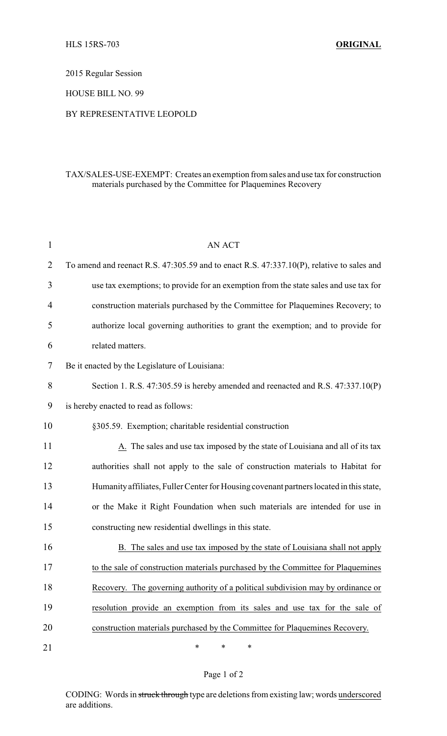HLS 15RS-703 **ORIGINAL**

2015 Regular Session

HOUSE BILL NO. 99

BY REPRESENTATIVE LEOPOLD

TAX/SALES-USE-EXEMPT: Creates an exemption from sales and use tax for construction materials purchased by the Committee for Plaquemines Recovery

AN ACT

To amend and reenact R.S. 47:305.59 and to enact R.S. 47:337.10(P), relative to sales and use tax exemptions; to provide for an exemption from the state sales and use tax for construction materials purchased by the Committee for Plaquemines Recovery; to authorize local governing authorities to grant the exemption; and to provide for related matters.

Be it enacted by the Legislature of Louisiana:

Section 1. R.S. 47:305.59 is hereby amended and reenacted and R.S. 47:337.10(P) is hereby enacted to read as follows:

§305.59. Exemption; charitable residential construction

A. The sales and use tax imposed by the state of Louisiana and all of its tax authorities shall not apply to the sale of construction materials to Habitat for Humanity affiliates, Fuller Center for Housing covenant partners located in this state, or the Make it Right Foundation when such materials are intended for use in constructing new residential dwellings in this state.

B. The sales and use tax imposed by the state of Louisiana shall not apply to the sale of construction materials purchased by the Committee for Plaquemines Recovery. The governing authority of a political subdivision may by ordinance or resolution provide an exemption from its sales and use tax for the sale of construction materials purchased by the Committee for Plaquemines Recovery.

\* \* \*

CODING: Words in ~~struck through~~ type are deletions from existing law; words underscored are additions.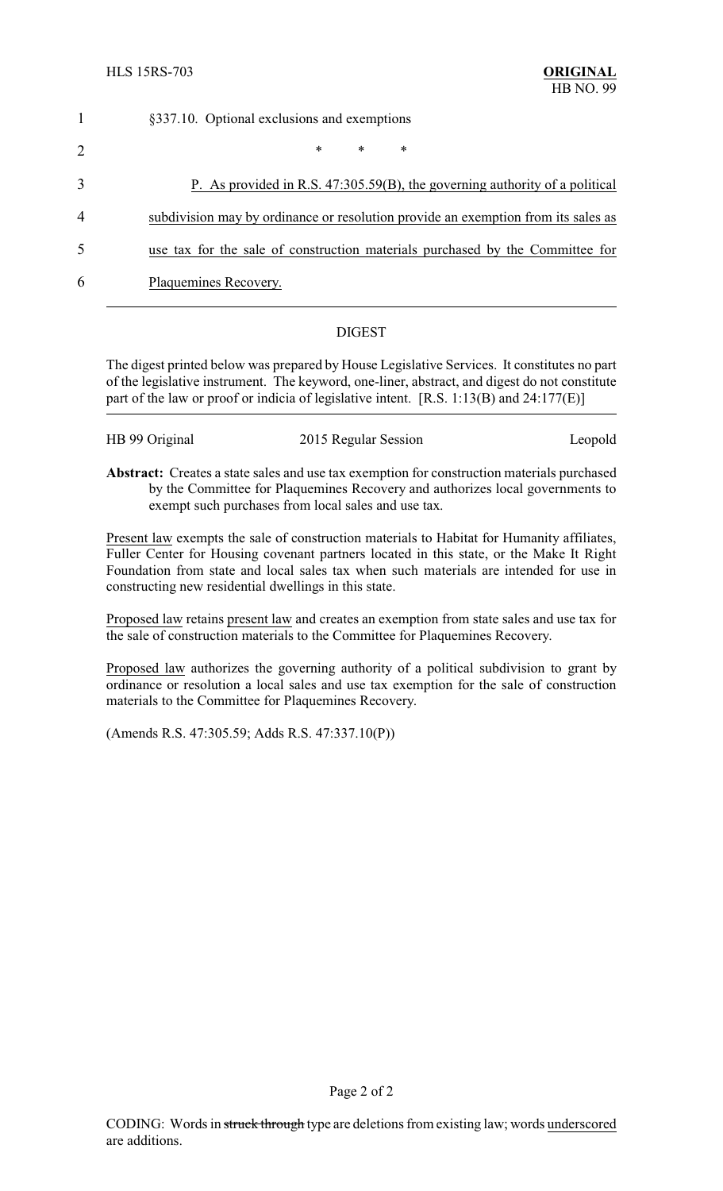§337.10. Optional exclusions and exemptions

\*   \*   \*

P. As provided in R.S. 47:305.59(B), the governing authority of a political subdivision may by ordinance or resolution provide an exemption from its sales as use tax for the sale of construction materials purchased by the Committee for Plaquemines Recovery.

---

## DIGEST

The digest printed below was prepared by House Legislative Services. It constitutes no part of the legislative instrument. The keyword, one-liner, abstract, and digest do not constitute part of the law or proof or indicia of legislative intent. [R.S. 1:13(B) and 24:177(E)]

HB 99 Original    2015 Regular Session    Leopold

**Abstract:** Creates a state sales and use tax exemption for construction materials purchased by the Committee for Plaquemines Recovery and authorizes local governments to exempt such purchases from local sales and use tax.

Present law exempts the sale of construction materials to Habitat for Humanity affiliates, Fuller Center for Housing covenant partners located in this state, or the Make It Right Foundation from state and local sales tax when such materials are intended for use in constructing new residential dwellings in this state.

Proposed law retains present law and creates an exemption from state sales and use tax for the sale of construction materials to the Committee for Plaquemines Recovery.

Proposed law authorizes the governing authority of a political subdivision to grant by ordinance or resolution a local sales and use tax exemption for the sale of construction materials to the Committee for Plaquemines Recovery.

(Amends R.S. 47:305.59; Adds R.S. 47:337.10(P))

CODING: Words in struck through type are deletions from existing law; words underscored are additions.